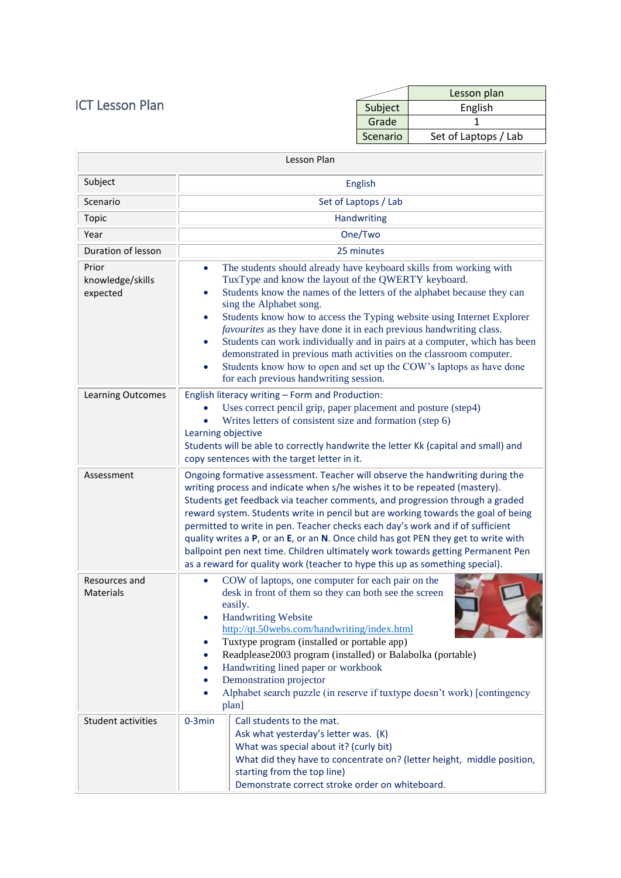# ICT Lesson Plan

| | Lesson plan |
|---|---|
| Subject | English |
| Grade | 1 |
| Scenario | Set of Laptops / Lab |

| Lesson Plan | | |
|---|---|---|
| Subject | English | |
| Scenario | Set of Laptops / Lab | |
| Topic | Handwriting | |
| Year | One/Two | |
| Duration of lesson | 25 minutes | |
| Prior knowledge/skills expected | • The students should already have keyboard skills from working with TuxType and know the layout of the QWERTY keyboard.<br>• Students know the names of the letters of the alphabet because they can sing the Alphabet song.<br>• Students know how to access the Typing website using Internet Explorer *favourites* as they have done it in each previous handwriting class.<br>• Students can work individually and in pairs at a computer, which has been demonstrated in previous math activities on the classroom computer.<br>• Students know how to open and set up the COW's laptops as have done for each previous handwriting session. | |
| Learning Outcomes | English literacy writing – Form and Production:<br>• Uses correct pencil grip, paper placement and posture (step4)<br>• Writes letters of consistent size and formation (step 6)<br>Learning objective<br>Students will be able to correctly handwrite the letter Kk (capital and small) and copy sentences with the target letter in it. | |
| Assessment | Ongoing formative assessment. Teacher will observe the handwriting during the writing process and indicate when s/he wishes it to be repeated (mastery). Students get feedback via teacher comments, and progression through a graded reward system. Students write in pencil but are working towards the goal of being permitted to write in pen. Teacher checks each day's work and if of sufficient quality writes a **P**, or an **E**, or an **N**. Once child has got PEN they get to write with ballpoint pen next time. Children ultimately work towards getting Permanent Pen as a reward for quality work (teacher to hype this up as something special). | |
| Resources and Materials | • COW of laptops, one computer for each pair on the desk in front of them so they can both see the screen easily.<br>• Handwriting Website http://qt.50webs.com/handwriting/index.html<br>• Tuxtype program (installed or portable app)<br>• Readplease2003 program (installed) or Balabolka (portable)<br>• Handwriting lined paper or workbook<br>• Demonstration projector<br>• Alphabet search puzzle (in reserve if tuxtype doesn't work) [contingency plan] | |
| Student activities | 0-3min | Call students to the mat.<br>Ask what yesterday's letter was. (K)<br>What was special about it? (curly bit)<br>What did they have to concentrate on? (letter height, middle position, starting from the top line)<br>Demonstrate correct stroke order on whiteboard. |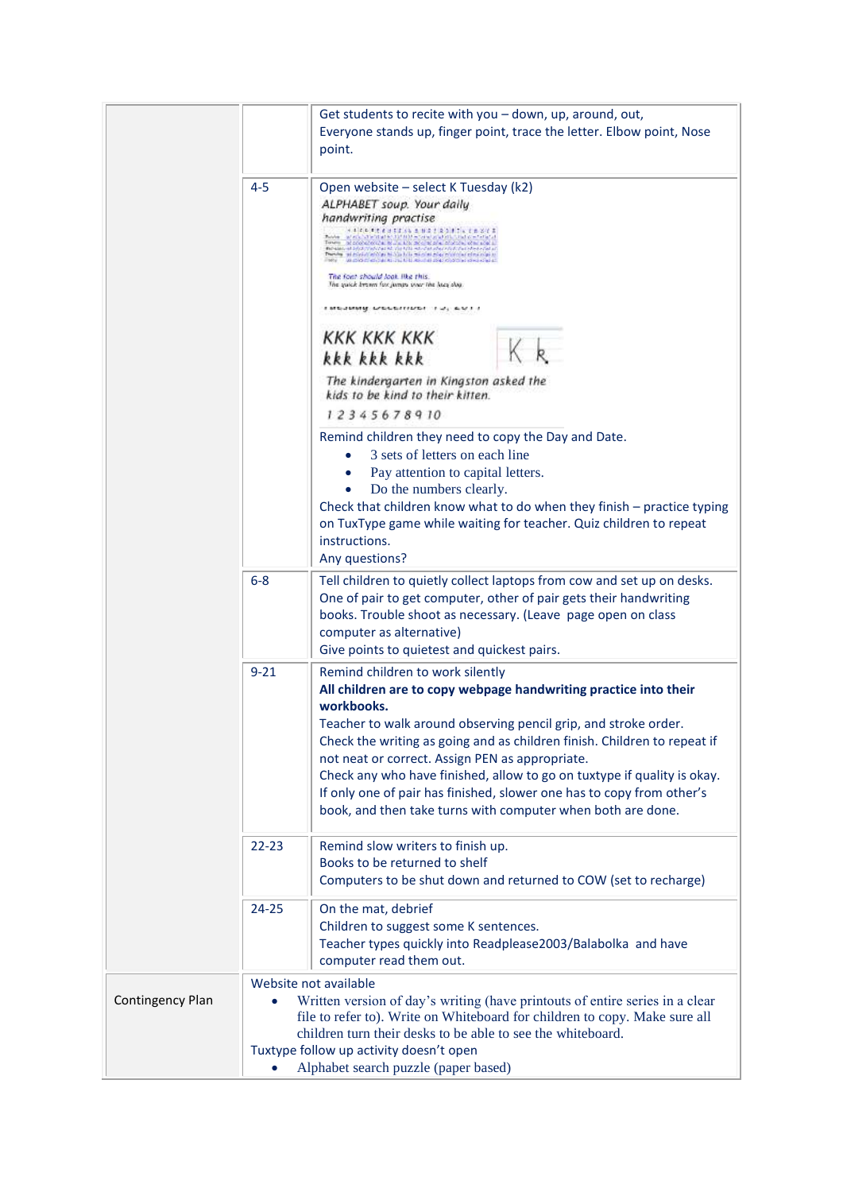| | | |
|---|---|---|
| | | Get students to recite with you – down, up, around, out, Everyone stands up, finger point, trace the letter. Elbow point, Nose point. |
| | 4-5 | Open website – select K Tuesday (k2)<br>ALPHABET soup. Your daily handwriting practise<br>The font should look like this.<br>The quick brown fox jumps over the lazy dog.<br>Tuesday December 13, 2011<br>KKK KKK KKK<br>kkk kkk kkk<br>K k<br>The kindergarten in Kingston asked the kids to be kind to their kitten.<br>1 2 3 4 5 6 7 8 9 10<br>Remind children they need to copy the Day and Date.<br>• 3 sets of letters on each line<br>• Pay attention to capital letters.<br>• Do the numbers clearly.<br>Check that children know what to do when they finish – practice typing on TuxType game while waiting for teacher. Quiz children to repeat instructions.<br>Any questions? |
| | 6-8 | Tell children to quietly collect laptops from cow and set up on desks. One of pair to get computer, other of pair gets their handwriting books. Trouble shoot as necessary. (Leave page open on class computer as alternative)<br>Give points to quietest and quickest pairs. |
| | 9-21 | Remind children to work silently<br>**All children are to copy webpage handwriting practice into their workbooks.**<br>Teacher to walk around observing pencil grip, and stroke order.<br>Check the writing as going and as children finish. Children to repeat if not neat or correct. Assign PEN as appropriate.<br>Check any who have finished, allow to go on tuxtype if quality is okay.<br>If only one of pair has finished, slower one has to copy from other's book, and then take turns with computer when both are done. |
| | 22-23 | Remind slow writers to finish up.<br>Books to be returned to shelf<br>Computers to be shut down and returned to COW (set to recharge) |
| | 24-25 | On the mat, debrief<br>Children to suggest some K sentences.<br>Teacher types quickly into Readplease2003/Balabolka and have computer read them out. |
| Contingency Plan | Website not available<br>• Written version of day's writing (have printouts of entire series in a clear file to refer to). Write on Whiteboard for children to copy. Make sure all children turn their desks to be able to see the whiteboard.<br>Tuxtype follow up activity doesn't open<br>• Alphabet search puzzle (paper based) | |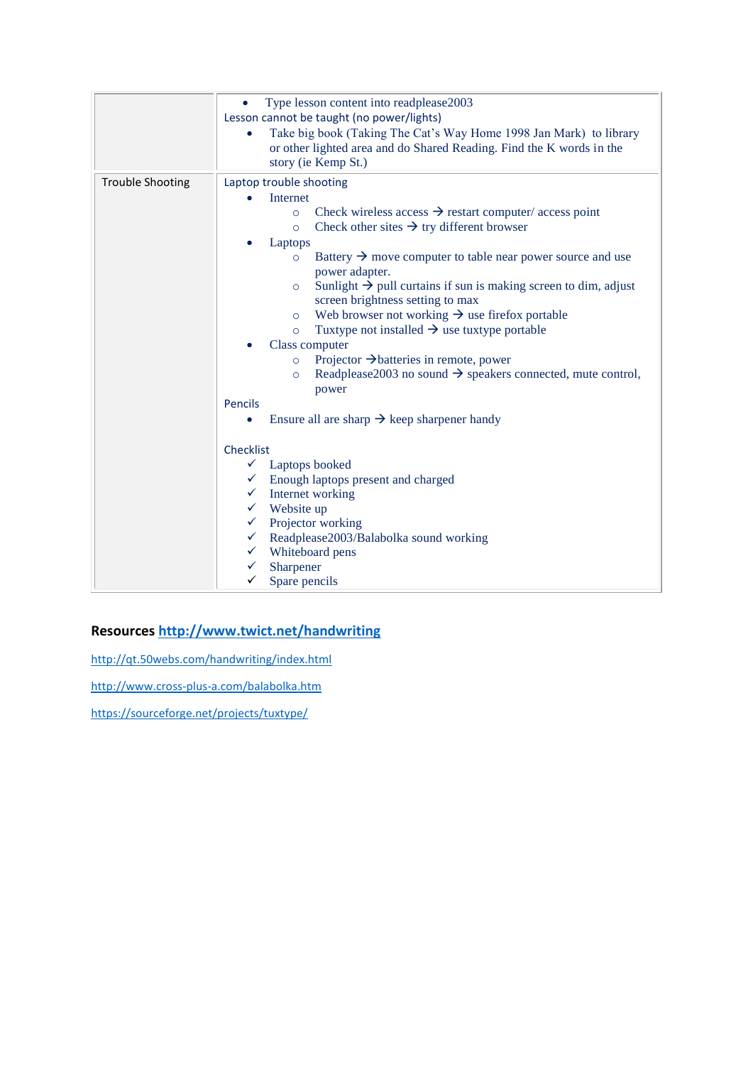| | |
|---|---|
| | • Type lesson content into readplease2003<br>Lesson cannot be taught (no power/lights)<br>• Take big book (Taking The Cat's Way Home 1998 Jan Mark) to library or other lighted area and do Shared Reading. Find the K words in the story (ie Kemp St.) |
| Trouble Shooting | Laptop trouble shooting<br>• Internet<br>&nbsp;&nbsp;&nbsp;&nbsp;○ Check wireless access → restart computer/ access point<br>&nbsp;&nbsp;&nbsp;&nbsp;○ Check other sites → try different browser<br>• Laptops<br>&nbsp;&nbsp;&nbsp;&nbsp;○ Battery → move computer to table near power source and use power adapter.<br>&nbsp;&nbsp;&nbsp;&nbsp;○ Sunlight → pull curtains if sun is making screen to dim, adjust screen brightness setting to max<br>&nbsp;&nbsp;&nbsp;&nbsp;○ Web browser not working → use firefox portable<br>&nbsp;&nbsp;&nbsp;&nbsp;○ Tuxtype not installed → use tuxtype portable<br>• Class computer<br>&nbsp;&nbsp;&nbsp;&nbsp;○ Projector →batteries in remote, power<br>&nbsp;&nbsp;&nbsp;&nbsp;○ Readplease2003 no sound → speakers connected, mute control, power<br>Pencils<br>• Ensure all are sharp → keep sharpener handy<br><br>Checklist<br>✓ Laptops booked<br>✓ Enough laptops present and charged<br>✓ Internet working<br>✓ Website up<br>✓ Projector working<br>✓ Readplease2003/Balabolka sound working<br>✓ Whiteboard pens<br>✓ Sharpener<br>✓ Spare pencils |

**Resources http://www.twict.net/handwriting**

http://qt.50webs.com/handwriting/index.html

http://www.cross-plus-a.com/balabolka.htm

https://sourceforge.net/projects/tuxtype/